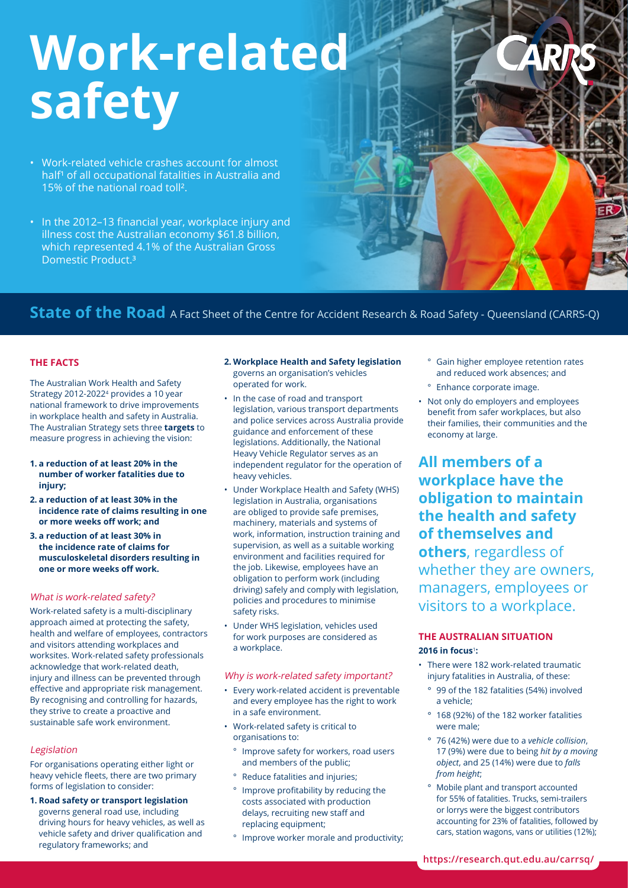# Work-related safety

- Work-related vehicle crashes account for almost half[1] of all occupational fatalities in Australia and 15% of the national road toll[2].
- In the 2012–13 financial year, workplace injury and illness cost the Australian economy $61.8 billion, which represented 4.1% of the Australian Gross Domestic Product.[3]

**State of the Road** A Fact Sheet of the Centre for Accident Research & Road Safety - Queensland (CARRS-Q)

## THE FACTS

The Australian Work Health and Safety Strategy 2012-2022[4] provides a 10 year national framework to drive improvements in workplace health and safety in Australia. The Australian Strategy sets three **targets** to measure progress in achieving the vision:

1. **a reduction of at least 20% in the number of worker fatalities due to injury;**
2. **a reduction of at least 30% in the incidence rate of claims resulting in one or more weeks off work; and**
3. **a reduction of at least 30% in the incidence rate of claims for musculoskeletal disorders resulting in one or more weeks off work.**

### *What is work-related safety?*

Work-related safety is a multi-disciplinary approach aimed at protecting the safety, health and welfare of employees, contractors and visitors attending workplaces and worksites. Work-related safety professionals acknowledge that work-related death, injury and illness can be prevented through effective and appropriate risk management. By recognising and controlling for hazards, they strive to create a proactive and sustainable safe work environment.

### *Legislation*

For organisations operating either light or heavy vehicle fleets, there are two primary forms of legislation to consider:

1. **Road safety or transport legislation** governs general road use, including driving hours for heavy vehicles, as well as vehicle safety and driver qualification and regulatory frameworks; and
2. **Workplace Health and Safety legislation** governs an organisation's vehicles operated for work.

- In the case of road and transport legislation, various transport departments and police services across Australia provide guidance and enforcement of these legislations. Additionally, the National Heavy Vehicle Regulator serves as an independent regulator for the operation of heavy vehicles.
- Under Workplace Health and Safety (WHS) legislation in Australia, organisations are obliged to provide safe premises, machinery, materials and systems of work, information, instruction training and supervision, as well as a suitable working environment and facilities required for the job. Likewise, employees have an obligation to perform work (including driving) safely and comply with legislation, policies and procedures to minimise safety risks.
- Under WHS legislation, vehicles used for work purposes are considered as a workplace.

### *Why is work-related safety important?*

- Every work-related accident is preventable and every employee has the right to work in a safe environment.
- Work-related safety is critical to organisations to:
  - Improve safety for workers, road users and members of the public;
  - Reduce fatalities and injuries;
  - Improve profitability by reducing the costs associated with production delays, recruiting new staff and replacing equipment;
  - Improve worker morale and productivity;
  - Gain higher employee retention rates and reduced work absences; and
  - Enhance corporate image.
- Not only do employers and employees benefit from safer workplaces, but also their families, their communities and the economy at large.

**All members of a workplace have the obligation to maintain the health and safety of themselves and others**, regardless of whether they are owners, managers, employees or visitors to a workplace.

## THE AUSTRALIAN SITUATION

**2016 in focus[1]:**

- There were 182 work-related traumatic injury fatalities in Australia, of these:
  - 99 of the 182 fatalities (54%) involved a vehicle;
  - 168 (92%) of the 182 worker fatalities were male;
  - 76 (42%) were due to a *vehicle collision*, 17 (9%) were due to being *hit by a moving object*, and 25 (14%) were due to *falls from height*;
  - Mobile plant and transport accounted for 55% of fatalities. Trucks, semi-trailers or lorrys were the biggest contributors accounting for 23% of fatalities, followed by cars, station wagons, vans or utilities (12%);

https://research.qut.edu.au/carrsq/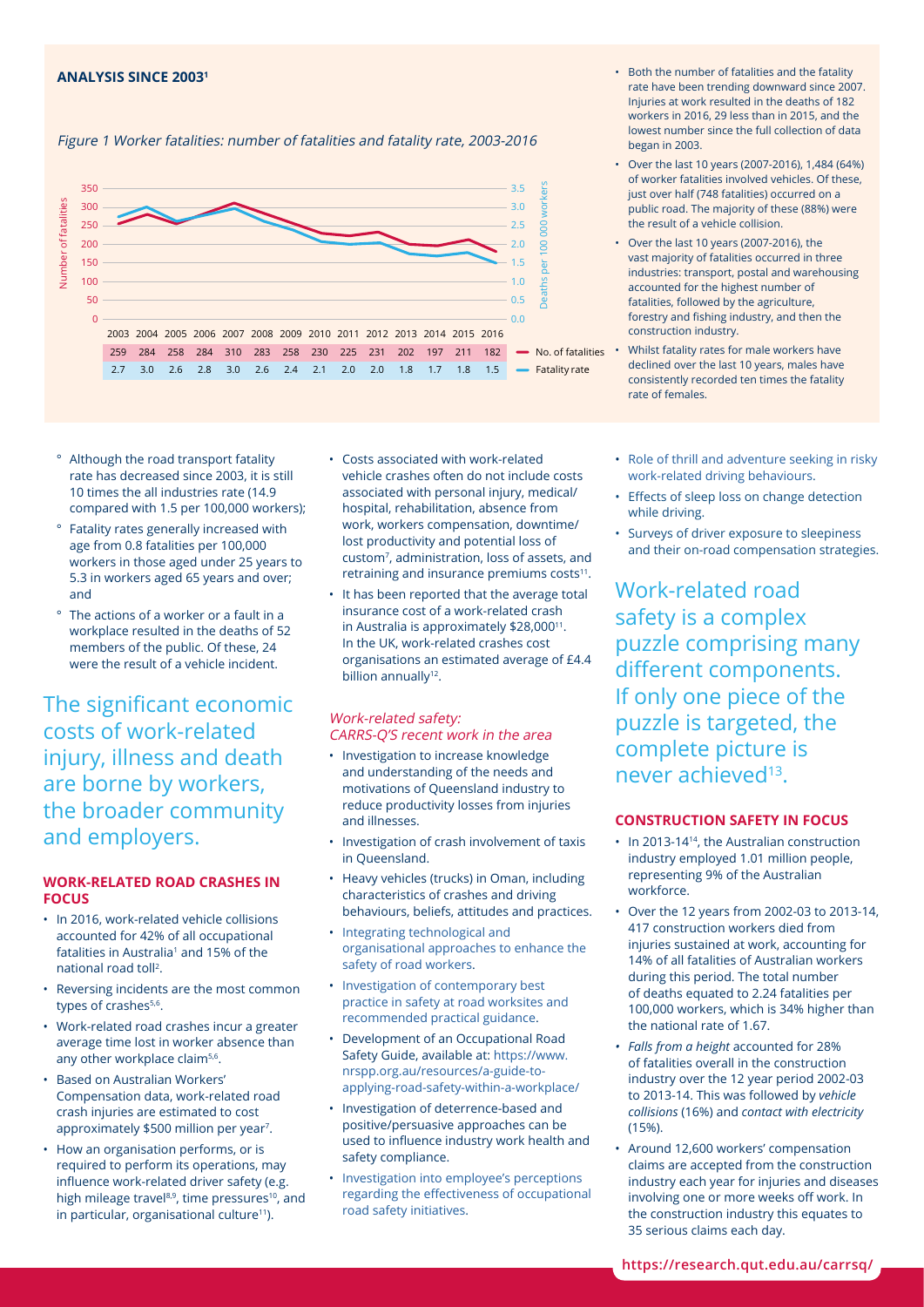## ANALYSIS SINCE 2003[1]

*Figure 1 Worker fatalities: number of fatalities and fatality rate, 2003-2016*

| | 2003 | 2004 | 2005 | 2006 | 2007 | 2008 | 2009 | 2010 | 2011 | 2012 | 2013 | 2014 | 2015 | 2016 |
|---|---|---|---|---|---|---|---|---|---|---|---|---|---|---|
| No. of fatalities | 259 | 284 | 258 | 284 | 310 | 283 | 258 | 230 | 225 | 231 | 202 | 197 | 211 | 182 |
| Fatality rate | 2.7 | 3.0 | 2.6 | 2.8 | 3.0 | 2.6 | 2.4 | 2.1 | 2.0 | 2.0 | 1.8 | 1.7 | 1.8 | 1.5 |

- Both the number of fatalities and the fatality rate have been trending downward since 2007. Injuries at work resulted in the deaths of 182 workers in 2016, 29 less than in 2015, and the lowest number since the full collection of data began in 2003.
- Over the last 10 years (2007-2016), 1,484 (64%) of worker fatalities involved vehicles. Of these, just over half (748 fatalities) occurred on a public road. The majority of these (88%) were the result of a vehicle collision.
- Over the last 10 years (2007-2016), the vast majority of fatalities occurred in three industries: transport, postal and warehousing accounted for the highest number of fatalities, followed by the agriculture, forestry and fishing industry, and then the construction industry.
- Whilst fatality rates for male workers have declined over the last 10 years, males have consistently recorded ten times the fatality rate of females.
  - Although the road transport fatality rate has decreased since 2003, it is still 10 times the all industries rate (14.9 compared with 1.5 per 100,000 workers);
  - Fatality rates generally increased with age from 0.8 fatalities per 100,000 workers in those aged under 25 years to 5.3 in workers aged 65 years and over; and
  - The actions of a worker or a fault in a workplace resulted in the deaths of 52 members of the public. Of these, 24 were the result of a vehicle incident.

The significant economic costs of work-related injury, illness and death are borne by workers, the broader community and employers.

### WORK-RELATED ROAD CRASHES IN FOCUS

- In 2016, work-related vehicle collisions accounted for 42% of all occupational fatalities in Australia[1] and 15% of the national road toll[2].
- Reversing incidents are the most common types of crashes[5,6].
- Work-related road crashes incur a greater average time lost in worker absence than any other workplace claim[5,6].
- Based on Australian Workers' Compensation data, work-related road crash injuries are estimated to cost approximately $500 million per year[7].
- How an organisation performs, or is required to perform its operations, may influence work-related driver safety (e.g. high mileage travel[8,9], time pressures[10], and in particular, organisational culture[11]).
- Costs associated with work-related vehicle crashes often do not include costs associated with personal injury, medical/hospital, rehabilitation, absence from work, workers compensation, downtime/lost productivity and potential loss of custom[7], administration, loss of assets, and retraining and insurance premiums costs[11].
- It has been reported that the average total insurance cost of a work-related crash in Australia is approximately $28,000[11]. In the UK, work-related crashes cost organisations an estimated average of £4.4 billion annually[12].

### *Work-related safety: CARRS-Q'S recent work in the area*

- Investigation to increase knowledge and understanding of the needs and motivations of Queensland industry to reduce productivity losses from injuries and illnesses.
- Investigation of crash involvement of taxis in Queensland.
- Heavy vehicles (trucks) in Oman, including characteristics of crashes and driving behaviours, beliefs, attitudes and practices.
- Integrating technological and organisational approaches to enhance the safety of road workers.
- Investigation of contemporary best practice in safety at road worksites and recommended practical guidance.
- Development of an Occupational Road Safety Guide, available at: https://www.nrspp.org.au/resources/a-guide-to-applying-road-safety-within-a-workplace/
- Investigation of deterrence-based and positive/persuasive approaches can be used to influence industry work health and safety compliance.
- Investigation into employee's perceptions regarding the effectiveness of occupational road safety initiatives.
- Role of thrill and adventure seeking in risky work-related driving behaviours.
- Effects of sleep loss on change detection while driving.
- Surveys of driver exposure to sleepiness and their on-road compensation strategies.

Work-related road safety is a complex puzzle comprising many different components. If only one piece of the puzzle is targeted, the complete picture is never achieved[13].

### CONSTRUCTION SAFETY IN FOCUS

- In 2013-14[14], the Australian construction industry employed 1.01 million people, representing 9% of the Australian workforce.
- Over the 12 years from 2002-03 to 2013-14, 417 construction workers died from injuries sustained at work, accounting for 14% of all fatalities of Australian workers during this period. The total number of deaths equated to 2.24 fatalities per 100,000 workers, which is 34% higher than the national rate of 1.67.
- *Falls from a height* accounted for 28% of fatalities overall in the construction industry over the 12 year period 2002-03 to 2013-14. This was followed by *vehicle collisions* (16%) and *contact with electricity* (15%).
- Around 12,600 workers' compensation claims are accepted from the construction industry each year for injuries and diseases involving one or more weeks off work. In the construction industry this equates to 35 serious claims each day.

https://research.qut.edu.au/carrsq/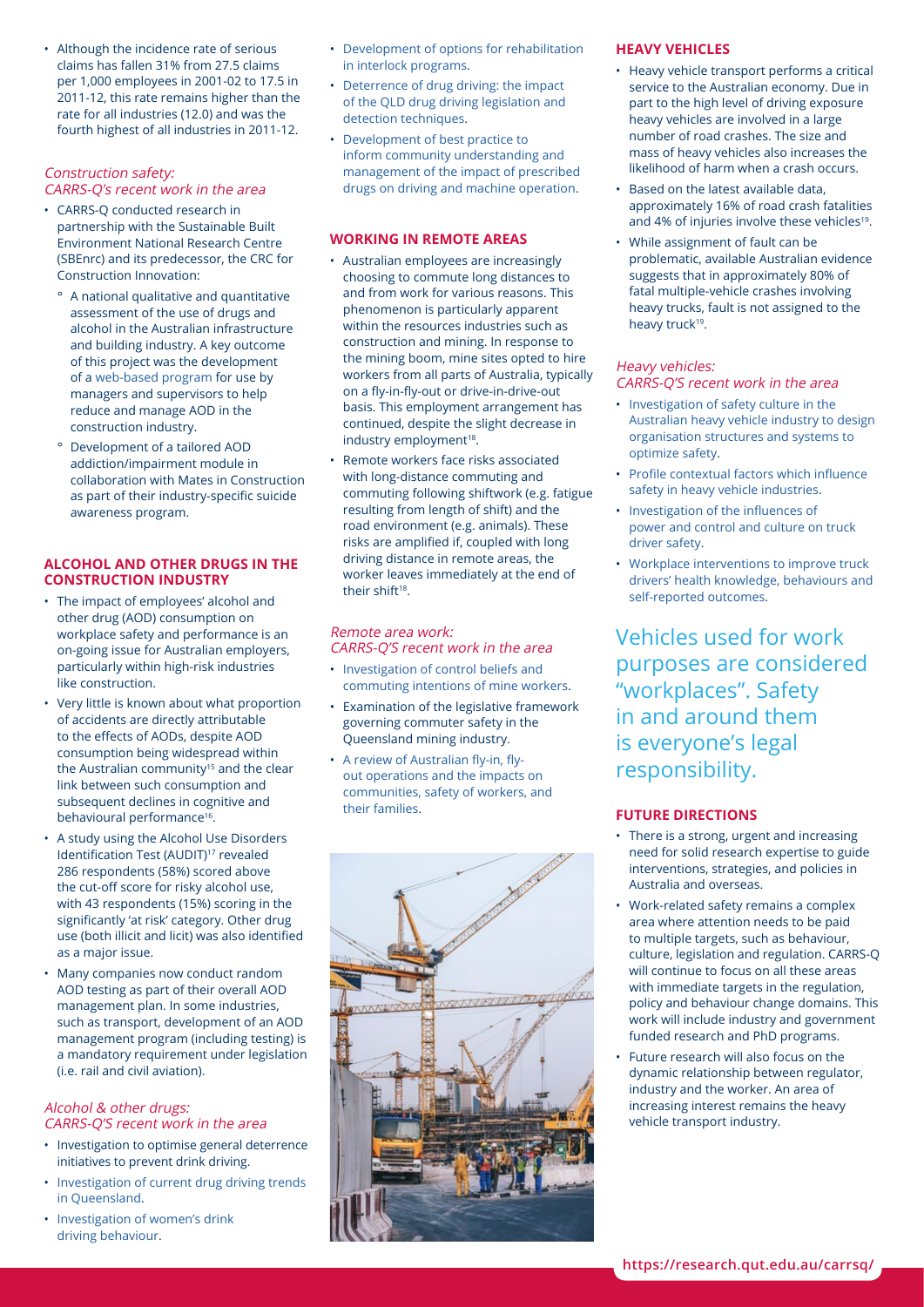- Although the incidence rate of serious claims has fallen 31% from 27.5 claims per 1,000 employees in 2001-02 to 17.5 in 2011-12, this rate remains higher than the rate for all industries (12.0) and was the fourth highest of all industries in 2011-12.

### *Construction safety: CARRS-Q's recent work in the area*

- CARRS-Q conducted research in partnership with the Sustainable Built Environment National Research Centre (SBEnrc) and its predecessor, the CRC for Construction Innovation:
  - A national qualitative and quantitative assessment of the use of drugs and alcohol in the Australian infrastructure and building industry. A key outcome of this project was the development of a web-based program for use by managers and supervisors to help reduce and manage AOD in the construction industry.
  - Development of a tailored AOD addiction/impairment module in collaboration with Mates in Construction as part of their industry-specific suicide awareness program.

## ALCOHOL AND OTHER DRUGS IN THE CONSTRUCTION INDUSTRY

- The impact of employees' alcohol and other drug (AOD) consumption on workplace safety and performance is an on-going issue for Australian employers, particularly within high-risk industries like construction.
- Very little is known about what proportion of accidents are directly attributable to the effects of AODs, despite AOD consumption being widespread within the Australian community[15] and the clear link between such consumption and subsequent declines in cognitive and behavioural performance[16].
- A study using the Alcohol Use Disorders Identification Test (AUDIT)[17] revealed 286 respondents (58%) scored above the cut-off score for risky alcohol use, with 43 respondents (15%) scoring in the significantly 'at risk' category. Other drug use (both illicit and licit) was also identified as a major issue.
- Many companies now conduct random AOD testing as part of their overall AOD management plan. In some industries, such as transport, development of an AOD management program (including testing) is a mandatory requirement under legislation (i.e. rail and civil aviation).

### *Alcohol & other drugs: CARRS-Q'S recent work in the area*

- Investigation to optimise general deterrence initiatives to prevent drink driving.
- Investigation of current drug driving trends in Queensland.
- Investigation of women's drink driving behaviour.
- Development of options for rehabilitation in interlock programs.
- Deterrence of drug driving: the impact of the QLD drug driving legislation and detection techniques.
- Development of best practice to inform community understanding and management of the impact of prescribed drugs on driving and machine operation.

## WORKING IN REMOTE AREAS

- Australian employees are increasingly choosing to commute long distances to and from work for various reasons. This phenomenon is particularly apparent within the resources industries such as construction and mining. In response to the mining boom, mine sites opted to hire workers from all parts of Australia, typically on a fly-in-fly-out or drive-in-drive-out basis. This employment arrangement has continued, despite the slight decrease in industry employment[18].
- Remote workers face risks associated with long-distance commuting and commuting following shiftwork (e.g. fatigue resulting from length of shift) and the road environment (e.g. animals). These risks are amplified if, coupled with long driving distance in remote areas, the worker leaves immediately at the end of their shift[18].

### *Remote area work: CARRS-Q'S recent work in the area*

- Investigation of control beliefs and commuting intentions of mine workers.
- Examination of the legislative framework governing commuter safety in the Queensland mining industry.
- A review of Australian fly-in, fly-out operations and the impacts on communities, safety of workers, and their families.

## HEAVY VEHICLES

- Heavy vehicle transport performs a critical service to the Australian economy. Due in part to the high level of driving exposure heavy vehicles are involved in a large number of road crashes. The size and mass of heavy vehicles also increases the likelihood of harm when a crash occurs.
- Based on the latest available data, approximately 16% of road crash fatalities and 4% of injuries involve these vehicles[19].
- While assignment of fault can be problematic, available Australian evidence suggests that in approximately 80% of fatal multiple-vehicle crashes involving heavy trucks, fault is not assigned to the heavy truck[19].

### *Heavy vehicles: CARRS-Q'S recent work in the area*

- Investigation of safety culture in the Australian heavy vehicle industry to design organisation structures and systems to optimize safety.
- Profile contextual factors which influence safety in heavy vehicle industries.
- Investigation of the influences of power and control and culture on truck driver safety.
- Workplace interventions to improve truck drivers' health knowledge, behaviours and self-reported outcomes.

Vehicles used for work purposes are considered "workplaces". Safety in and around them is everyone's legal responsibility.

## FUTURE DIRECTIONS

- There is a strong, urgent and increasing need for solid research expertise to guide interventions, strategies, and policies in Australia and overseas.
- Work-related safety remains a complex area where attention needs to be paid to multiple targets, such as behaviour, culture, legislation and regulation. CARRS-Q will continue to focus on all these areas with immediate targets in the regulation, policy and behaviour change domains. This work will include industry and government funded research and PhD programs.
- Future research will also focus on the dynamic relationship between regulator, industry and the worker. An area of increasing interest remains the heavy vehicle transport industry.

https://research.qut.edu.au/carrsq/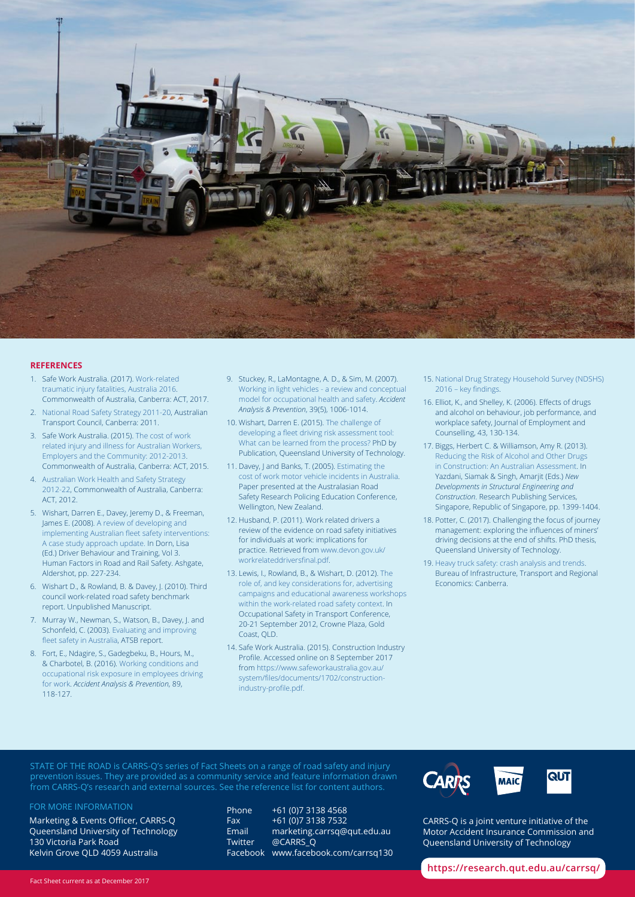## REFERENCES

1. Safe Work Australia. (2017). Work-related traumatic injury fatalities, Australia 2016. Commonwealth of Australia, Canberra: ACT, 2017.
2. National Road Safety Strategy 2011-20, Australian Transport Council, Canberra: 2011.
3. Safe Work Australia. (2015). The cost of work related injury and illness for Australian Workers, Employers and the Community: 2012-2013. Commonwealth of Australia, Canberra: ACT, 2015.
4. Australian Work Health and Safety Strategy 2012-22, Commonwealth of Australia, Canberra: ACT, 2012.
5. Wishart, Darren E., Davey, Jeremy D., & Freeman, James E. (2008). A review of developing and implementing Australian fleet safety interventions: A case study approach update. In Dorn, Lisa (Ed.) Driver Behaviour and Training, Vol 3. Human Factors in Road and Rail Safety. Ashgate, Aldershot, pp. 227-234.
6. Wishart D., & Rowland, B. & Davey, J. (2010). Third council work-related road safety benchmark report. Unpublished Manuscript.
7. Murray W., Newman, S., Watson, B., Davey, J. and Schonfeld, C. (2003). Evaluating and improving fleet safety in Australia, ATSB report.
8. Fort, E., Ndagire, S., Gadegbeku, B., Hours, M., & Charbotel, B. (2016). Working conditions and occupational risk exposure in employees driving for work. *Accident Analysis & Prevention*, 89, 118-127.
9. Stuckey, R., LaMontagne, A. D., & Sim, M. (2007). Working in light vehicles - a review and conceptual model for occupational health and safety. *Accident Analysis & Prevention*, 39(5), 1006-1014.
10. Wishart, Darren E. (2015). The challenge of developing a fleet driving risk assessment tool: What can be learned from the process? PhD by Publication, Queensland University of Technology.
11. Davey, J and Banks, T. (2005). Estimating the cost of work motor vehicle incidents in Australia. Paper presented at the Australasian Road Safety Research Policing Education Conference, Wellington, New Zealand.
12. Husband, P. (2011). Work related drivers a review of the evidence on road safety initiatives for individuals at work: implications for practice. Retrieved from www.devon.gov.uk/workrelateddriversfinal.pdf.
13. Lewis, I., Rowland, B., & Wishart, D. (2012). The role of, and key considerations for, advertising campaigns and educational awareness workshops within the work-related road safety context. In Occupational Safety in Transport Conference, 20-21 September 2012, Crowne Plaza, Gold Coast, QLD.
14. Safe Work Australia. (2015). Construction Industry Profile. Accessed online on 8 September 2017 from https://www.safeworkaustralia.gov.au/system/files/documents/1702/construction-industry-profile.pdf.
15. National Drug Strategy Household Survey (NDSHS) 2016 – key findings.
16. Elliot, K., and Shelley, K. (2006). Effects of drugs and alcohol on behaviour, job performance, and workplace safety, Journal of Employment and Counselling, 43, 130-134.
17. Biggs, Herbert C. & Williamson, Amy R. (2013). Reducing the Risk of Alcohol and Other Drugs in Construction: An Australian Assessment. In Yazdani, Siamak & Singh, Amarjit (Eds.) *New Developments in Structural Engineering and Construction*. Research Publishing Services, Singapore, Republic of Singapore, pp. 1399-1404.
18. Potter, C. (2017). Challenging the focus of journey management: exploring the influences of miners' driving decisions at the end of shifts. PhD thesis, Queensland University of Technology.
19. Heavy truck safety: crash analysis and trends. Bureau of Infrastructure, Transport and Regional Economics: Canberra.

STATE OF THE ROAD is CARRS-Q's series of Fact Sheets on a range of road safety and injury prevention issues. They are provided as a community service and feature information drawn from CARRS-Q's research and external sources. See the reference list for content authors.

### FOR MORE INFORMATION

Marketing & Events Officer, CARRS-Q
Queensland University of Technology
130 Victoria Park Road
Kelvin Grove QLD 4059 Australia

Phone +61 (0)7 3138 4568
Fax +61 (0)7 3138 7532
Email marketing.carrsq@qut.edu.au
Twitter @CARRS_Q
Facebook www.facebook.com/carrsq130

CARRS-Q is a joint venture initiative of the Motor Accident Insurance Commission and Queensland University of Technology

https://research.qut.edu.au/carrsq/

Fact Sheet current as at December 2017